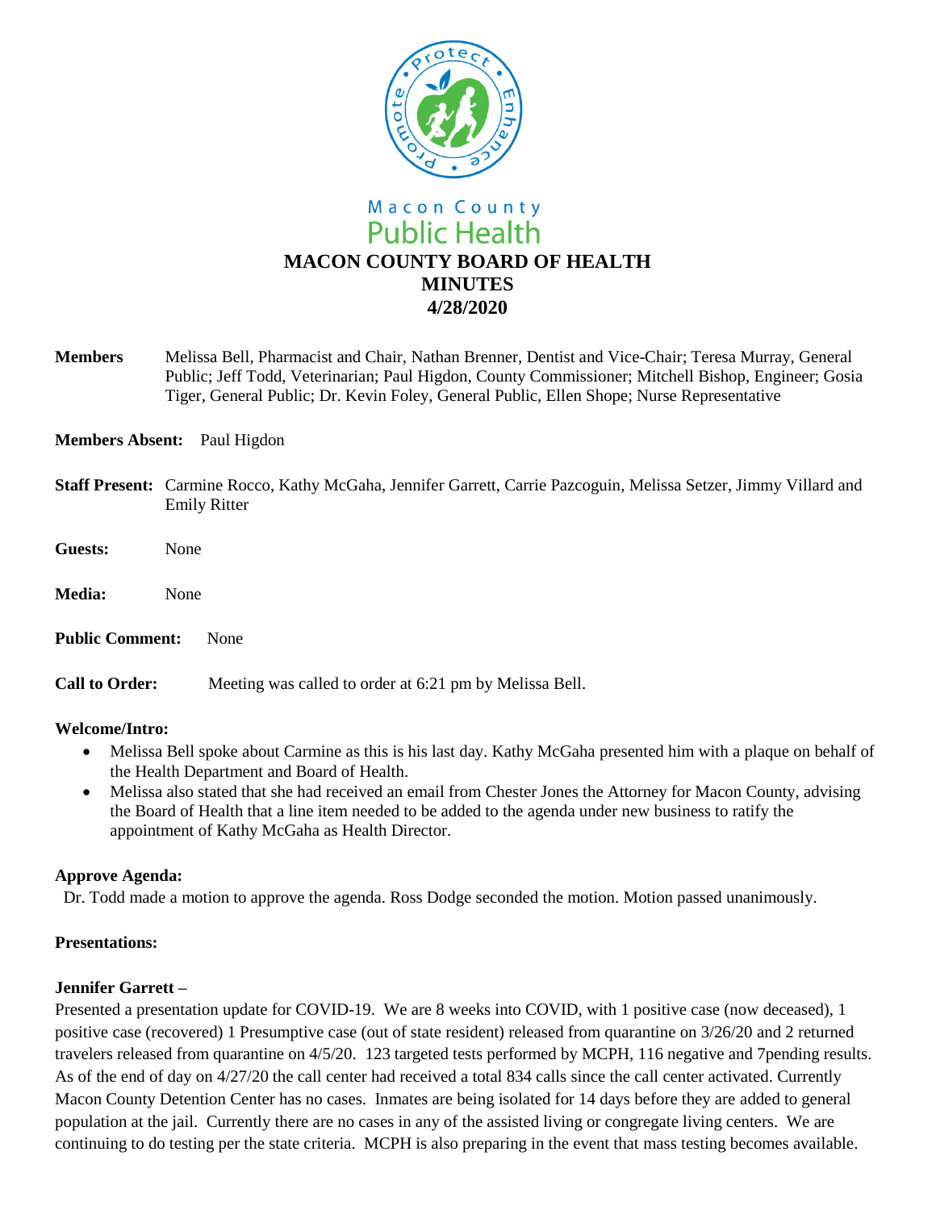Macon County
Public Health

# MACON COUNTY BOARD OF HEALTH
# MINUTES
# 4/28/2020

**Members** Melissa Bell, Pharmacist and Chair, Nathan Brenner, Dentist and Vice-Chair; Teresa Murray, General Public; Jeff Todd, Veterinarian; Paul Higdon, County Commissioner; Mitchell Bishop, Engineer; Gosia Tiger, General Public; Dr. Kevin Foley, General Public, Ellen Shope; Nurse Representative

**Members Absent:** Paul Higdon

**Staff Present:** Carmine Rocco, Kathy McGaha, Jennifer Garrett, Carrie Pazcoguin, Melissa Setzer, Jimmy Villard and Emily Ritter

**Guests:** None

**Media:** None

**Public Comment:** None

**Call to Order:** Meeting was called to order at 6:21 pm by Melissa Bell.

**Welcome/Intro:**

- Melissa Bell spoke about Carmine as this is his last day. Kathy McGaha presented him with a plaque on behalf of the Health Department and Board of Health.
- Melissa also stated that she had received an email from Chester Jones the Attorney for Macon County, advising the Board of Health that a line item needed to be added to the agenda under new business to ratify the appointment of Kathy McGaha as Health Director.

**Approve Agenda:**

Dr. Todd made a motion to approve the agenda. Ross Dodge seconded the motion. Motion passed unanimously.

**Presentations:**

**Jennifer Garrett –**

Presented a presentation update for COVID-19. We are 8 weeks into COVID, with 1 positive case (now deceased), 1 positive case (recovered) 1 Presumptive case (out of state resident) released from quarantine on 3/26/20 and 2 returned travelers released from quarantine on 4/5/20. 123 targeted tests performed by MCPH, 116 negative and 7pending results. As of the end of day on 4/27/20 the call center had received a total 834 calls since the call center activated. Currently Macon County Detention Center has no cases. Inmates are being isolated for 14 days before they are added to general population at the jail. Currently there are no cases in any of the assisted living or congregate living centers. We are continuing to do testing per the state criteria. MCPH is also preparing in the event that mass testing becomes available.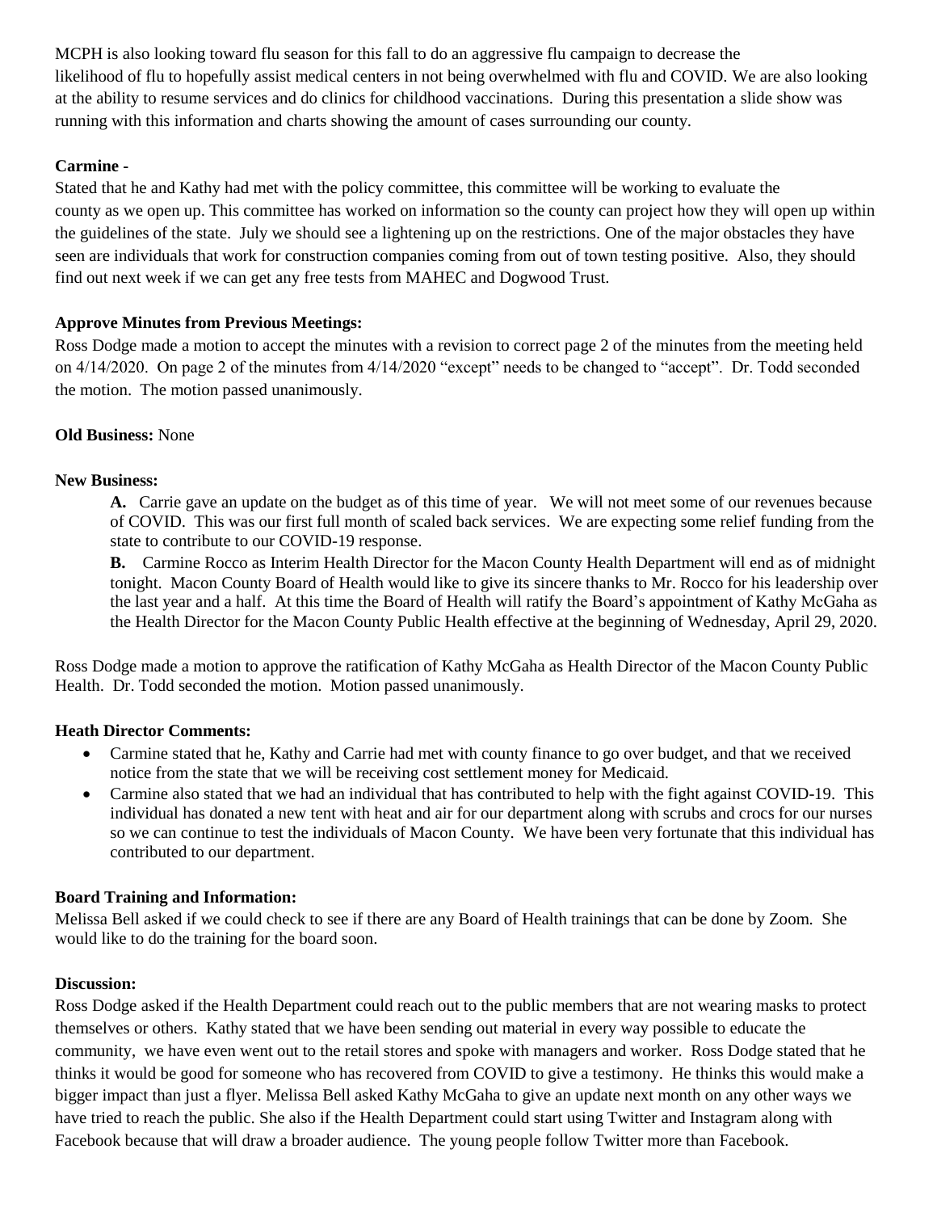MCPH is also looking toward flu season for this fall to do an aggressive flu campaign to decrease the likelihood of flu to hopefully assist medical centers in not being overwhelmed with flu and COVID. We are also looking at the ability to resume services and do clinics for childhood vaccinations. During this presentation a slide show was running with this information and charts showing the amount of cases surrounding our county.

**Carmine** -

Stated that he and Kathy had met with the policy committee, this committee will be working to evaluate the county as we open up. This committee has worked on information so the county can project how they will open up within the guidelines of the state. July we should see a lightening up on the restrictions. One of the major obstacles they have seen are individuals that work for construction companies coming from out of town testing positive. Also, they should find out next week if we can get any free tests from MAHEC and Dogwood Trust.

**Approve Minutes from Previous Meetings:**

Ross Dodge made a motion to accept the minutes with a revision to correct page 2 of the minutes from the meeting held on 4/14/2020. On page 2 of the minutes from 4/14/2020 "except" needs to be changed to "accept". Dr. Todd seconded the motion. The motion passed unanimously.

**Old Business:** None

**New Business:**

**A.** Carrie gave an update on the budget as of this time of year. We will not meet some of our revenues because of COVID. This was our first full month of scaled back services. We are expecting some relief funding from the state to contribute to our COVID-19 response.

**B.** Carmine Rocco as Interim Health Director for the Macon County Health Department will end as of midnight tonight. Macon County Board of Health would like to give its sincere thanks to Mr. Rocco for his leadership over the last year and a half. At this time the Board of Health will ratify the Board's appointment of Kathy McGaha as the Health Director for the Macon County Public Health effective at the beginning of Wednesday, April 29, 2020.

Ross Dodge made a motion to approve the ratification of Kathy McGaha as Health Director of the Macon County Public Health. Dr. Todd seconded the motion. Motion passed unanimously.

**Heath Director Comments:**

- Carmine stated that he, Kathy and Carrie had met with county finance to go over budget, and that we received notice from the state that we will be receiving cost settlement money for Medicaid.
- Carmine also stated that we had an individual that has contributed to help with the fight against COVID-19. This individual has donated a new tent with heat and air for our department along with scrubs and crocs for our nurses so we can continue to test the individuals of Macon County. We have been very fortunate that this individual has contributed to our department.

**Board Training and Information:**

Melissa Bell asked if we could check to see if there are any Board of Health trainings that can be done by Zoom. She would like to do the training for the board soon.

**Discussion:**

Ross Dodge asked if the Health Department could reach out to the public members that are not wearing masks to protect themselves or others. Kathy stated that we have been sending out material in every way possible to educate the community, we have even went out to the retail stores and spoke with managers and worker. Ross Dodge stated that he thinks it would be good for someone who has recovered from COVID to give a testimony. He thinks this would make a bigger impact than just a flyer. Melissa Bell asked Kathy McGaha to give an update next month on any other ways we have tried to reach the public. She also if the Health Department could start using Twitter and Instagram along with Facebook because that will draw a broader audience. The young people follow Twitter more than Facebook.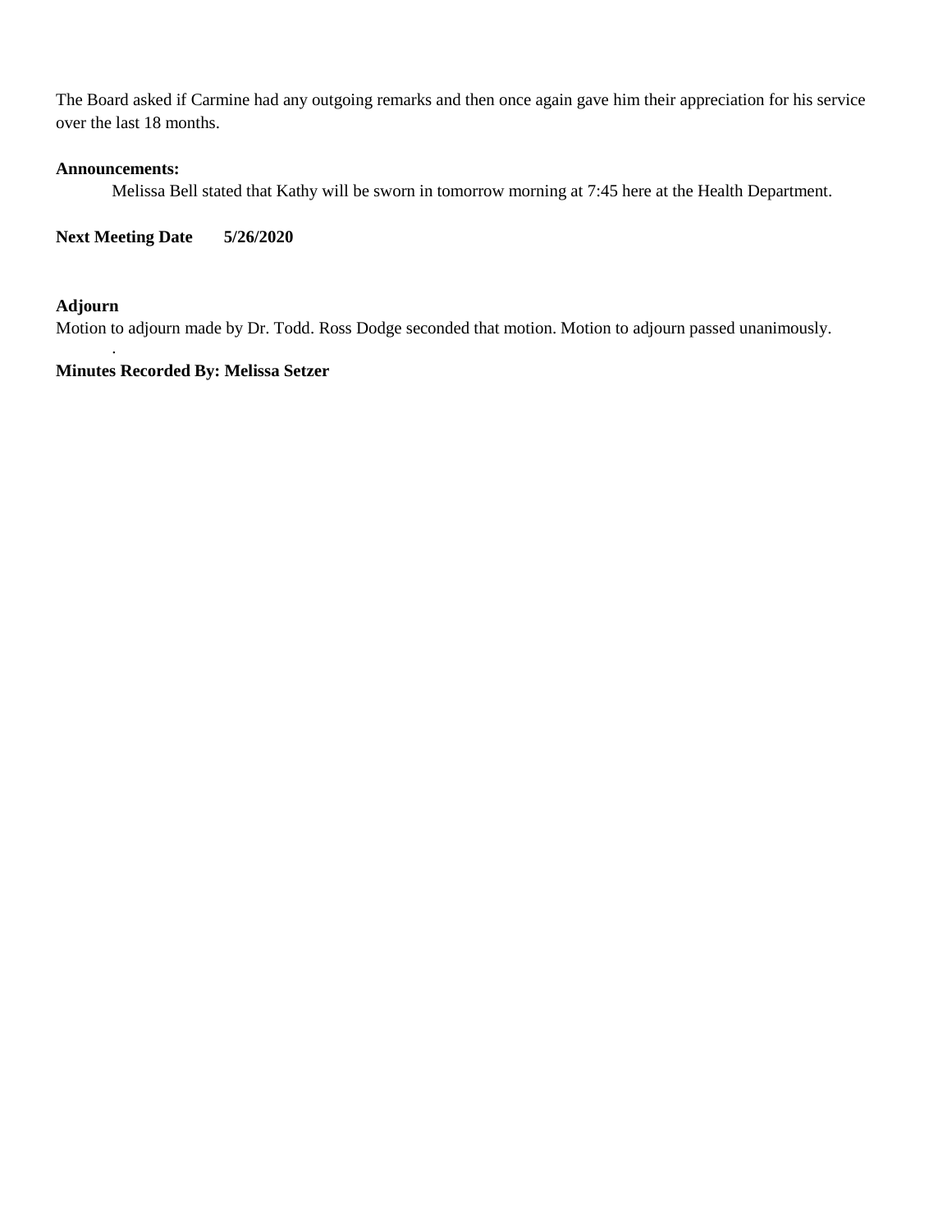The Board asked if Carmine had any outgoing remarks and then once again gave him their appreciation for his service over the last 18 months.

**Announcements:**

Melissa Bell stated that Kathy will be sworn in tomorrow morning at 7:45 here at the Health Department.

**Next Meeting Date 5/26/2020**

**Adjourn**

Motion to adjourn made by Dr. Todd. Ross Dodge seconded that motion. Motion to adjourn passed unanimously.

**Minutes Recorded By: Melissa Setzer**